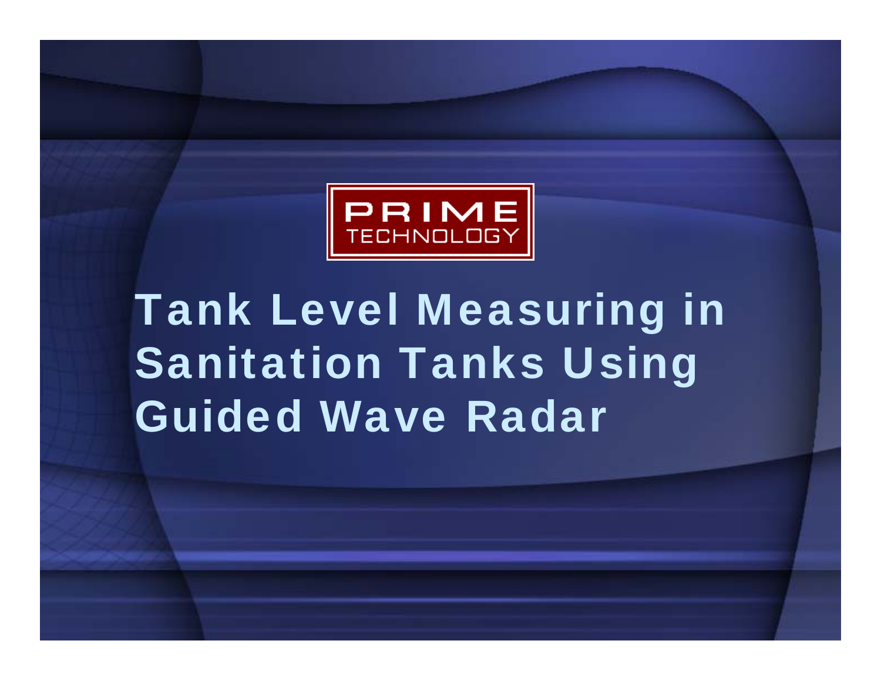PRIME TECHNOLOGY

# Tank Level Measuring in Sanitation Tanks Using Guided Wave Radar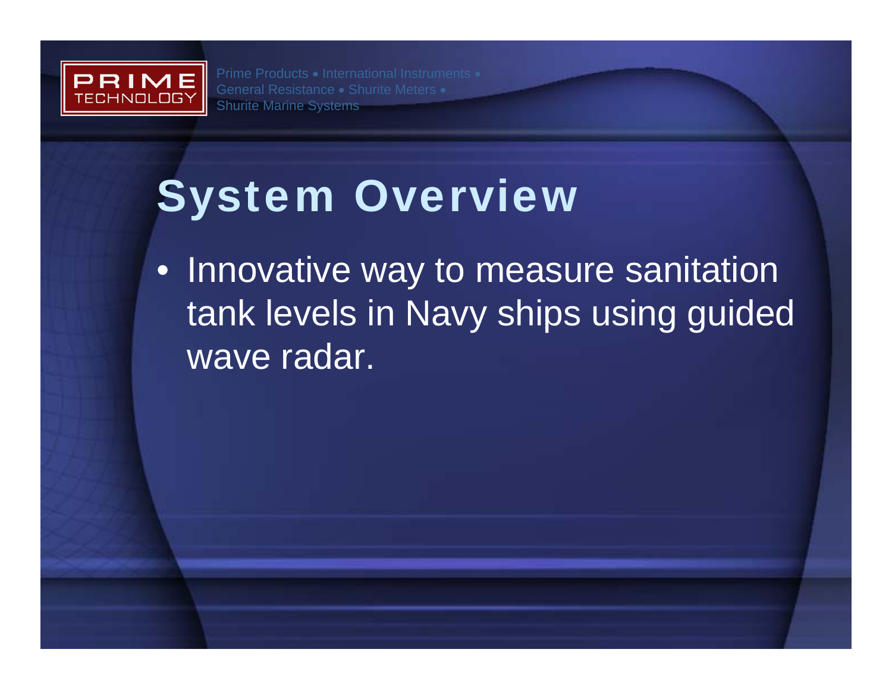PRIME TECHNOLOGY

Prime Products • International Instruments • General Resistance • Shurite Meters • Shurite Marine Systems

# System Overview

- Innovative way to measure sanitation tank levels in Navy ships using guided wave radar.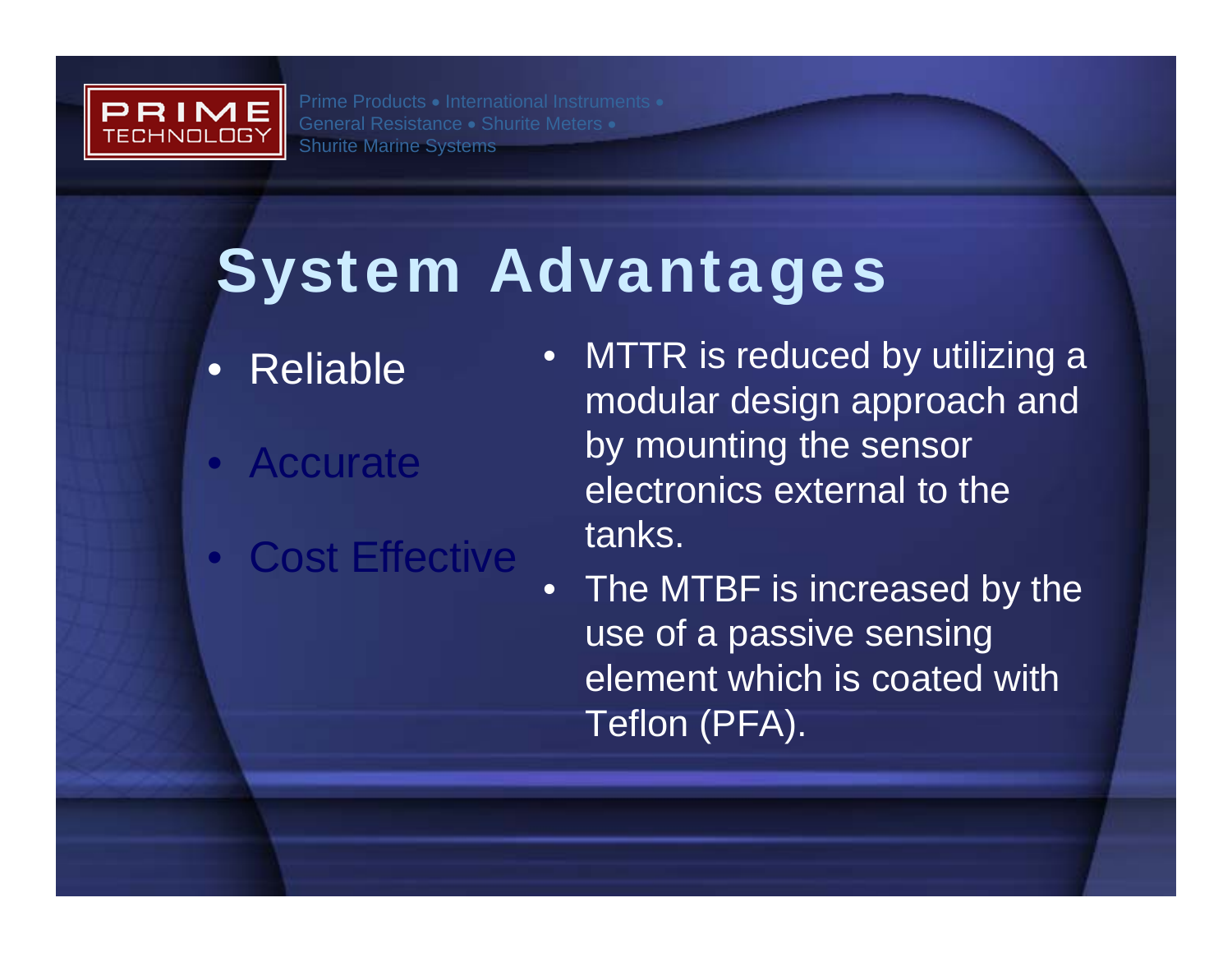Prime Products • International Instruments • General Resistance • Shurite Meters • Shurite Marine Systems

# System Advantages

- Reliable
- Accurate
- Cost Effective

- MTTR is reduced by utilizing a modular design approach and by mounting the sensor electronics external to the tanks.
- The MTBF is increased by the use of a passive sensing element which is coated with Teflon (PFA).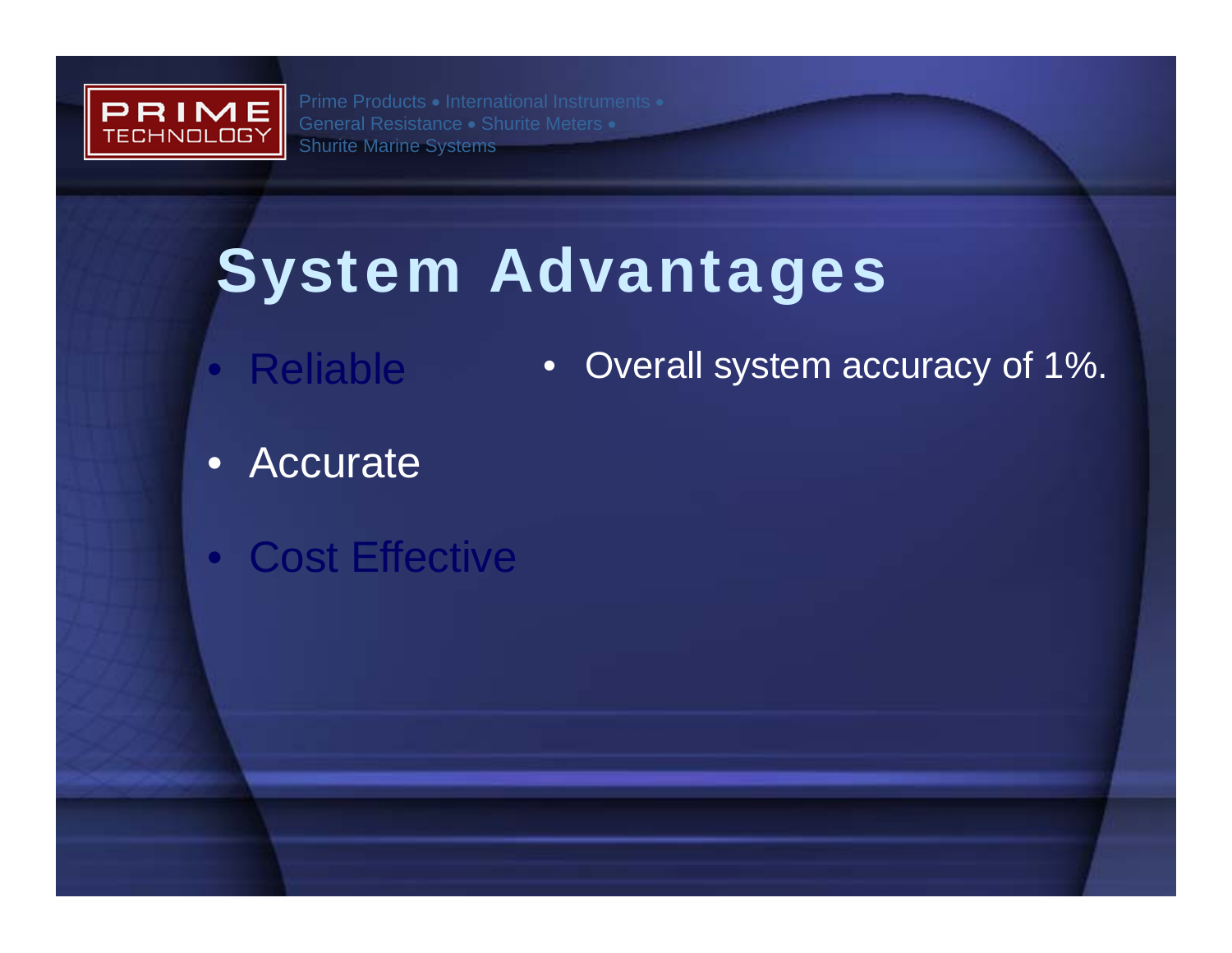Prime Products • International Instruments • General Resistance • Shurite Meters • Shurite Marine Systems

# System Advantages

- Reliable
- Accurate
- Cost Effective

- Overall system accuracy of 1%.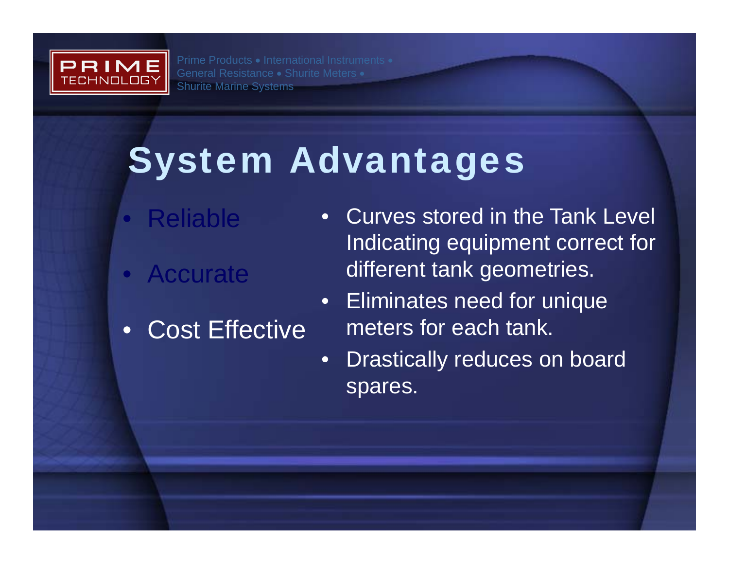Prime Products • International Instruments • General Resistance • Shurite Meters • Shurite Marine Systems

# System Advantages

- Reliable
- Accurate
- Cost Effective

- Curves stored in the Tank Level Indicating equipment correct for different tank geometries.
- Eliminates need for unique meters for each tank.
- Drastically reduces on board spares.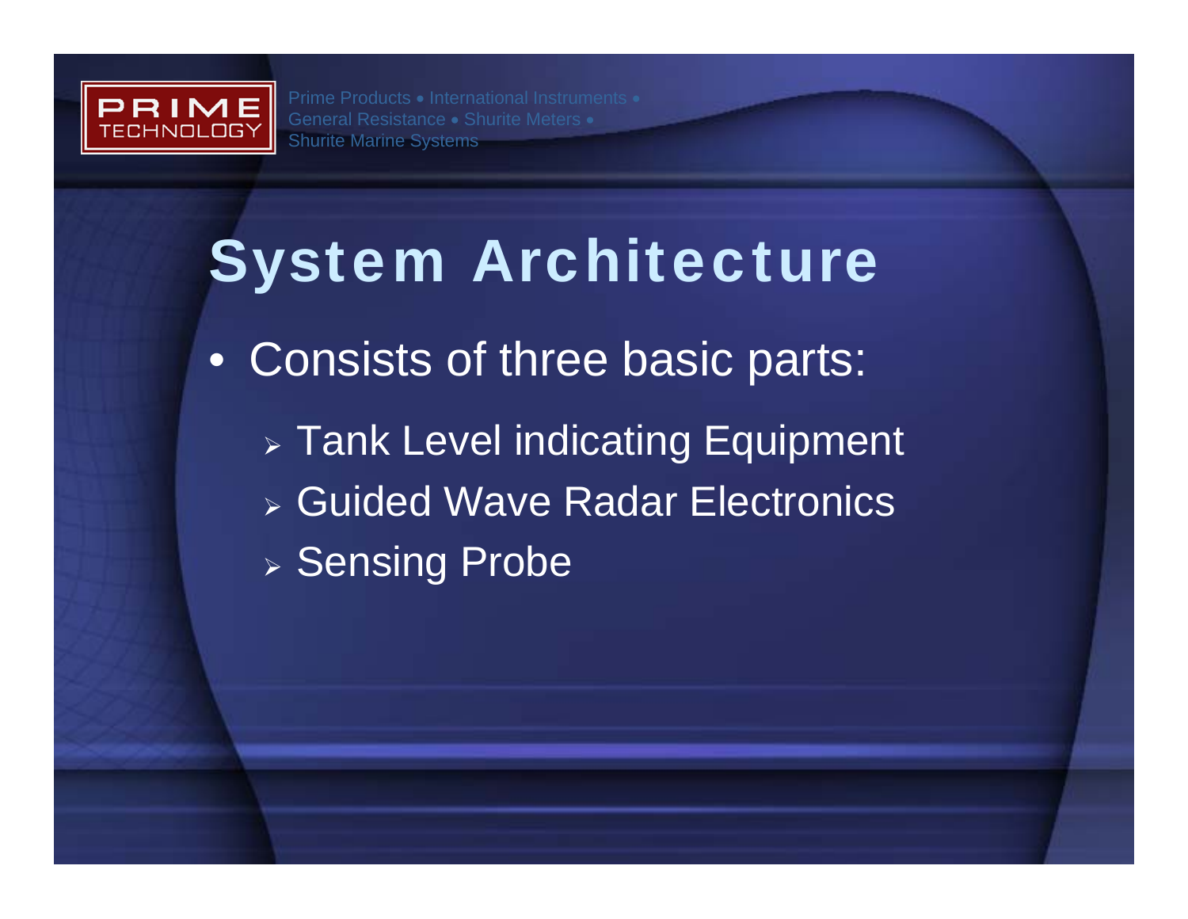# System Architecture

- Consists of three basic parts:
  - Tank Level indicating Equipment
  - Guided Wave Radar Electronics
  - Sensing Probe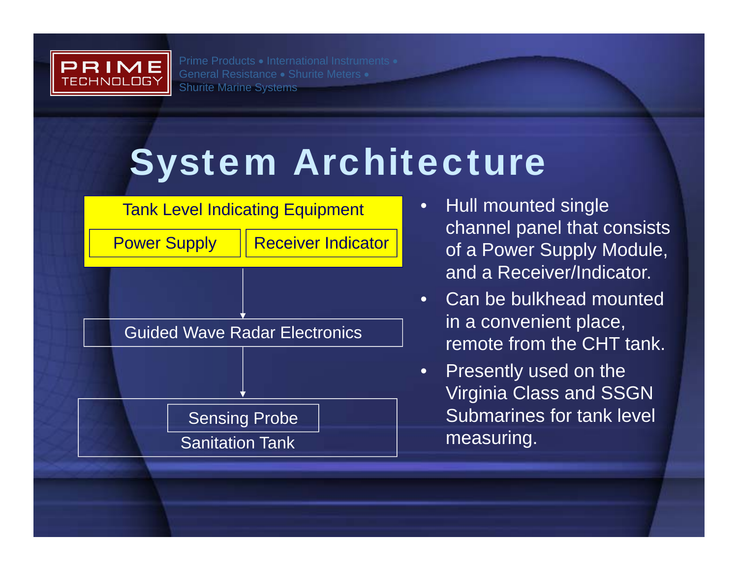# System Architecture

Tank Level Indicating Equipment

Power Supply | Receiver Indicator

↓

Guided Wave Radar Electronics

↓

Sensing Probe

Sanitation Tank

- Hull mounted single channel panel that consists of a Power Supply Module, and a Receiver/Indicator.
- Can be bulkhead mounted in a convenient place, remote from the CHT tank.
- Presently used on the Virginia Class and SSGN Submarines for tank level measuring.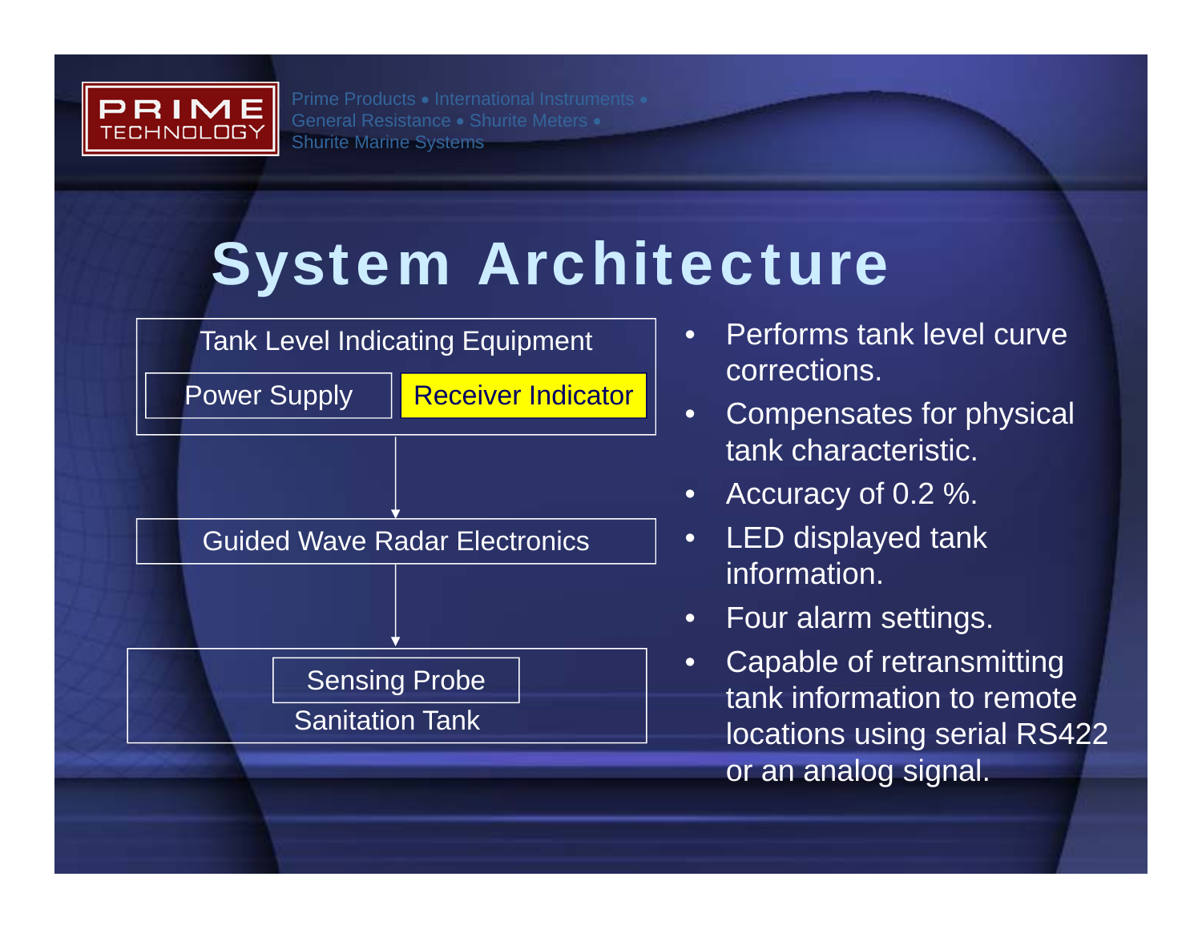Prime Products • International Instruments • General Resistance • Shurite Meters • Shurite Marine Systems

# System Architecture

Tank Level Indicating Equipment

- Power Supply
- Receiver Indicator

↓

Guided Wave Radar Electronics

↓

Sanitation Tank

- Sensing Probe

---

- Performs tank level curve corrections.
- Compensates for physical tank characteristic.
- Accuracy of 0.2 %.
- LED displayed tank information.
- Four alarm settings.
- Capable of retransmitting tank information to remote locations using serial RS422 or an analog signal.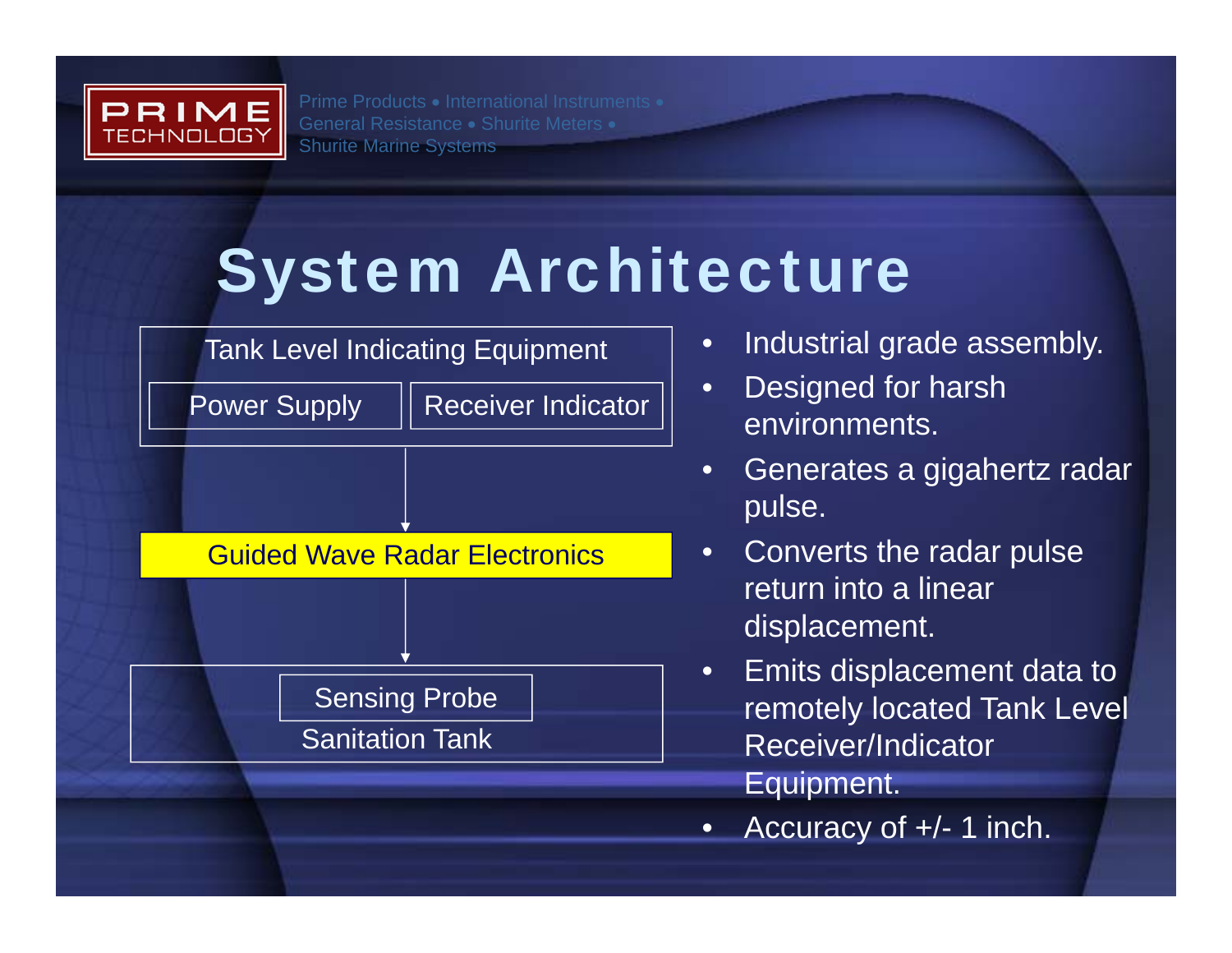# System Architecture

Tank Level Indicating Equipment

- Power Supply
- Receiver Indicator

↓

Guided Wave Radar Electronics

↓

Sanitation Tank

- Sensing Probe

---

- Industrial grade assembly.
- Designed for harsh environments.
- Generates a gigahertz radar pulse.
- Converts the radar pulse return into a linear displacement.
- Emits displacement data to remotely located Tank Level Receiver/Indicator Equipment.
- Accuracy of +/- 1 inch.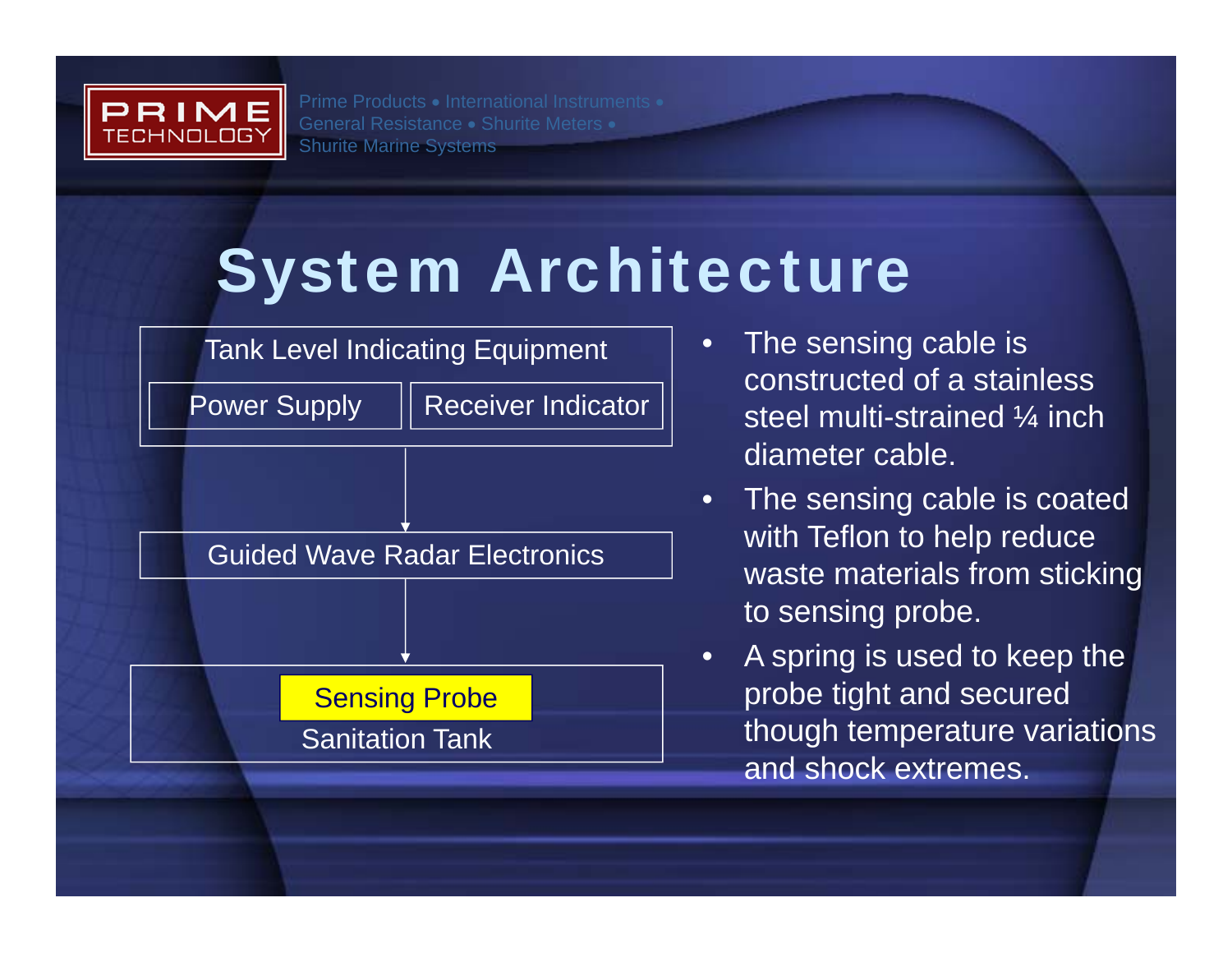# System Architecture

Tank Level Indicating Equipment

Power Supply | Receiver Indicator

↓

Guided Wave Radar Electronics

↓

Sensing Probe

Sanitation Tank

- The sensing cable is constructed of a stainless steel multi-strained ¼ inch diameter cable.
- The sensing cable is coated with Teflon to help reduce waste materials from sticking to sensing probe.
- A spring is used to keep the probe tight and secured though temperature variations and shock extremes.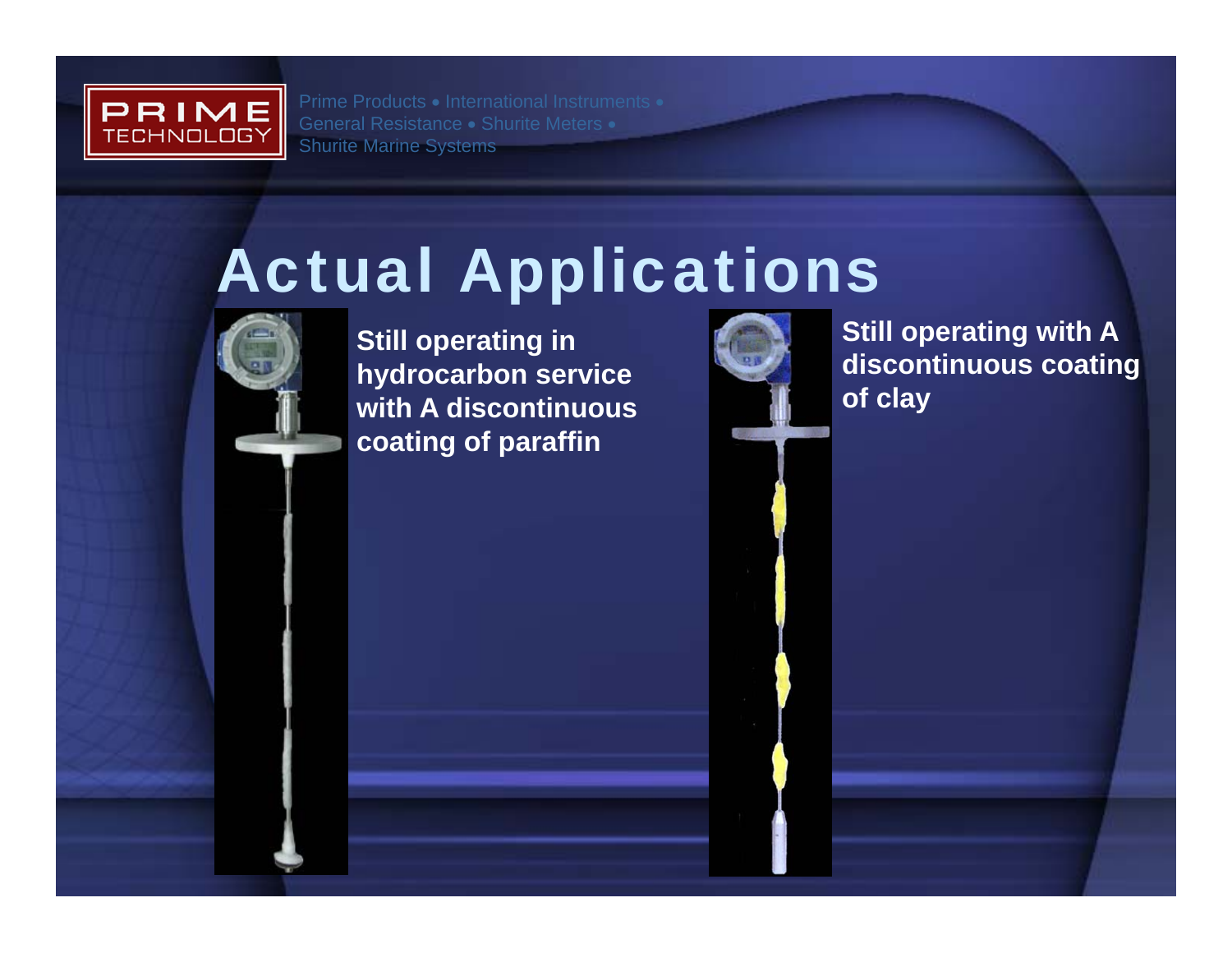Prime Products • International Instruments • General Resistance • Shurite Meters • Shurite Marine Systems

# Actual Applications

**Still operating in hydrocarbon service with A discontinuous coating of paraffin**

**Still operating with A discontinuous coating of clay**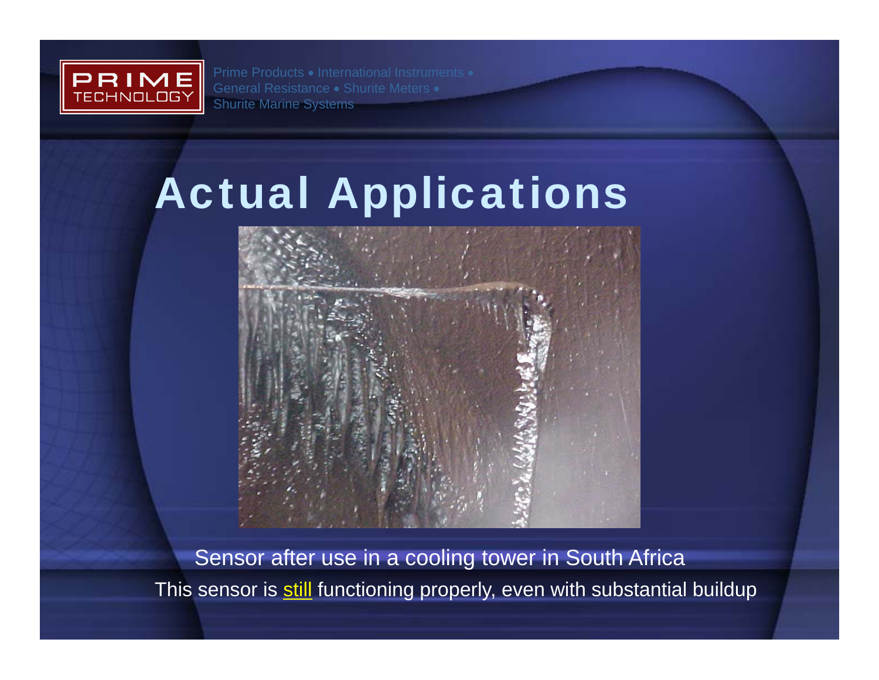# Actual Applications

Sensor after use in a cooling tower in South Africa

This sensor is <u>still</u> functioning properly, even with substantial buildup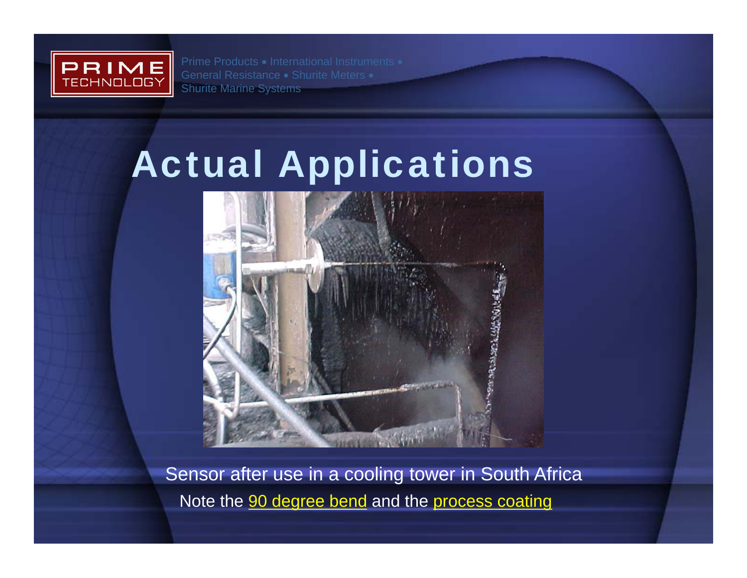Prime Products • International Instruments • General Resistance • Shurite Meters • Shurite Marine Systems

# Actual Applications

Sensor after use in a cooling tower in South Africa

Note the 90 degree bend and the process coating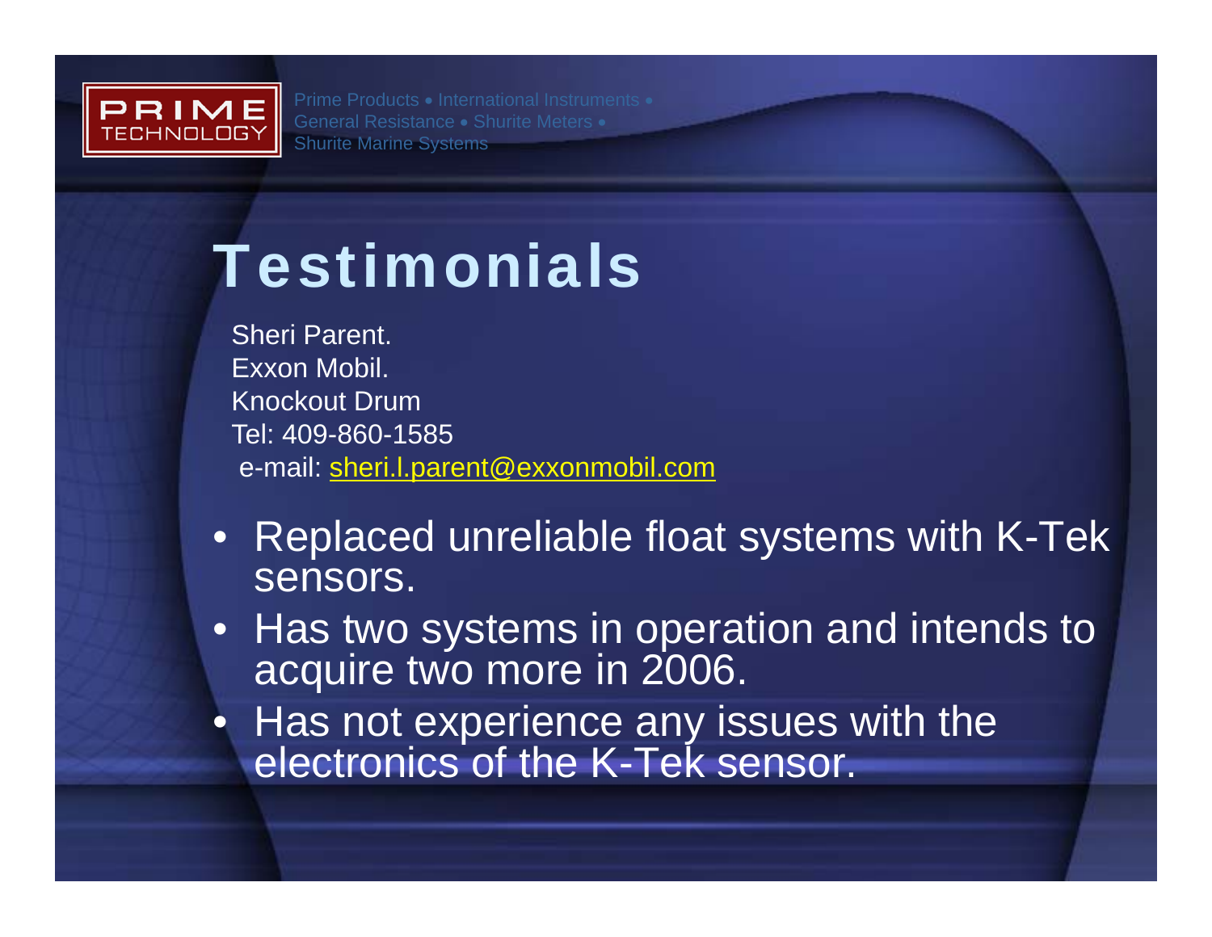Prime Products • International Instruments • General Resistance • Shurite Meters • Shurite Marine Systems

# Testimonials

Sheri Parent.
Exxon Mobil.
Knockout Drum
Tel: 409-860-1585
e-mail: sheri.l.parent@exxonmobil.com

- Replaced unreliable float systems with K-Tek sensors.
- Has two systems in operation and intends to acquire two more in 2006.
- Has not experience any issues with the electronics of the K-Tek sensor.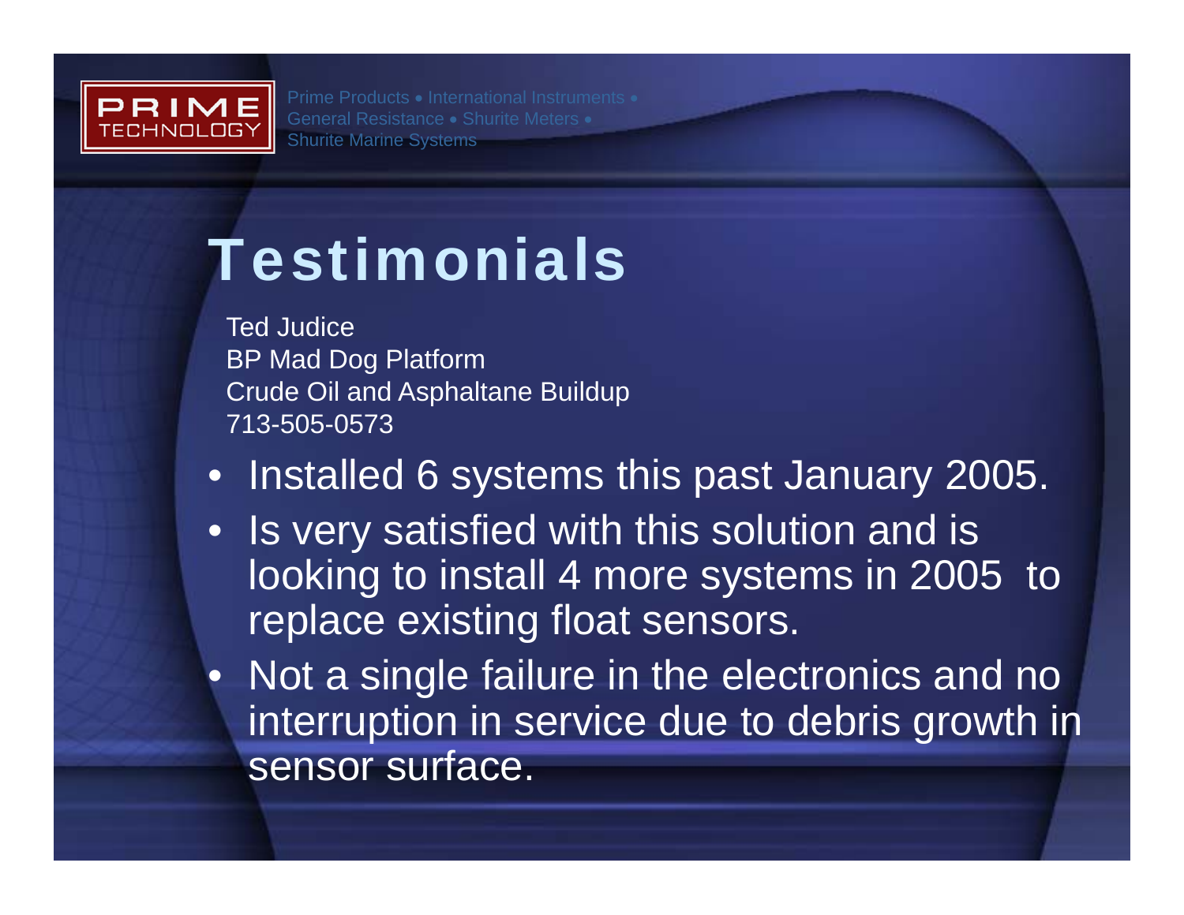PRIME TECHNOLOGY

Prime Products • International Instruments • General Resistance • Shurite Meters • Shurite Marine Systems

# Testimonials

Ted Judice
BP Mad Dog Platform
Crude Oil and Asphaltane Buildup
713-505-0573

- Installed 6 systems this past January 2005.
- Is very satisfied with this solution and is looking to install 4 more systems in 2005 to replace existing float sensors.
- Not a single failure in the electronics and no interruption in service due to debris growth in sensor surface.